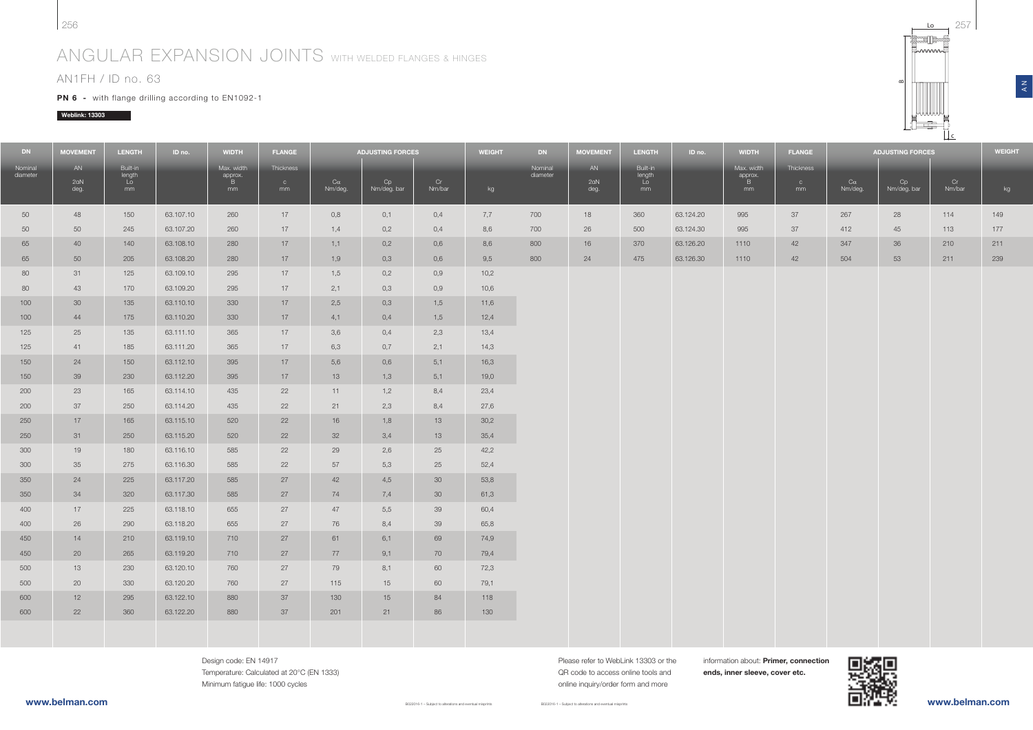# ANGULAR EXPANSION JOINTS WITH WELDED FLANGES & HINGES

## AN1FH / ID no. 63

**PN 6 -** with flange drilling according to EN1092-1

**Weblink: 13303**

| DN | MOVEMENT | LENGTH | ID no. | WIDTH | FLANGE | ADJUSTING FORCES | | | WEIGHT |
|---|---|---|---|---|---|---|---|---|---|
| Nominal diameter | AN 2αN deg. | Built-in length Lo mm | | Max. width approx. B mm | Thickness c mm | Cα Nm/deg. | Cp Nm/deg. bar | Cr Nm/bar | kg |
| 50 | 48 | 150 | 63.107.10 | 260 | 17 | 0,8 | 0,1 | 0,4 | 7,7 |
| 50 | 50 | 245 | 63.107.20 | 260 | 17 | 1,4 | 0,2 | 0,4 | 8,6 |
| 65 | 40 | 140 | 63.108.10 | 280 | 17 | 1,1 | 0,2 | 0,6 | 8,6 |
| 65 | 50 | 205 | 63.108.20 | 280 | 17 | 1,9 | 0,3 | 0,6 | 9,5 |
| 80 | 31 | 125 | 63.109.10 | 295 | 17 | 1,5 | 0,2 | 0,9 | 10,2 |
| 80 | 43 | 170 | 63.109.20 | 295 | 17 | 2,1 | 0,3 | 0,9 | 10,6 |
| 100 | 30 | 135 | 63.110.10 | 330 | 17 | 2,5 | 0,3 | 1,5 | 11,6 |
| 100 | 44 | 175 | 63.110.20 | 330 | 17 | 4,1 | 0,4 | 1,5 | 12,4 |
| 125 | 25 | 135 | 63.111.10 | 365 | 17 | 3,6 | 0,4 | 2,3 | 13,4 |
| 125 | 41 | 185 | 63.111.20 | 365 | 17 | 6,3 | 0,7 | 2,1 | 14,3 |
| 150 | 24 | 150 | 63.112.10 | 395 | 17 | 5,6 | 0,6 | 5,1 | 16,3 |
| 150 | 39 | 230 | 63.112.20 | 395 | 17 | 13 | 1,3 | 5,1 | 19,0 |
| 200 | 23 | 165 | 63.114.10 | 435 | 22 | 11 | 1,2 | 8,4 | 23,4 |
| 200 | 37 | 250 | 63.114.20 | 435 | 22 | 21 | 2,3 | 8,4 | 27,6 |
| 250 | 17 | 165 | 63.115.10 | 520 | 22 | 16 | 1,8 | 13 | 30,2 |
| 250 | 31 | 250 | 63.115.20 | 520 | 22 | 32 | 3,4 | 13 | 35,4 |
| 300 | 19 | 180 | 63.116.10 | 585 | 22 | 29 | 2,6 | 25 | 42,2 |
| 300 | 35 | 275 | 63.116.30 | 585 | 22 | 57 | 5,3 | 25 | 52,4 |
| 350 | 24 | 225 | 63.117.20 | 585 | 27 | 42 | 4,5 | 30 | 53,8 |
| 350 | 34 | 320 | 63.117.30 | 585 | 27 | 74 | 7,4 | 30 | 61,3 |
| 400 | 17 | 225 | 63.118.10 | 655 | 27 | 47 | 5,5 | 39 | 60,4 |
| 400 | 26 | 290 | 63.118.20 | 655 | 27 | 76 | 8,4 | 39 | 65,8 |
| 450 | 14 | 210 | 63.119.10 | 710 | 27 | 61 | 6,1 | 69 | 74,9 |
| 450 | 20 | 265 | 63.119.20 | 710 | 27 | 77 | 9,1 | 70 | 79,4 |
| 500 | 13 | 230 | 63.120.10 | 760 | 27 | 79 | 8,1 | 60 | 72,3 |
| 500 | 20 | 330 | 63.120.20 | 760 | 27 | 115 | 15 | 60 | 79,1 |
| 600 | 12 | 295 | 63.122.10 | 880 | 37 | 130 | 15 | 84 | 118 |
| 600 | 22 | 360 | 63.122.20 | 880 | 37 | 201 | 21 | 86 | 130 |
| 700 | 18 | 360 | 63.124.20 | 995 | 37 | 267 | 28 | 114 | 149 |
| 700 | 26 | 500 | 63.124.30 | 995 | 37 | 412 | 45 | 113 | 177 |
| 800 | 16 | 370 | 63.126.20 | 1110 | 42 | 347 | 36 | 210 | 211 |
| 800 | 24 | 475 | 63.126.30 | 1110 | 42 | 504 | 53 | 211 | 239 |

Design code: EN 14917
Temperature: Calculated at 20°C (EN 1333)
Minimum fatigue life: 1000 cycles

Please refer to WebLink 13303 or the QR code to access online tools and online inquiry/order form and more information about: **Primer, connection ends, inner sleeve, cover etc.**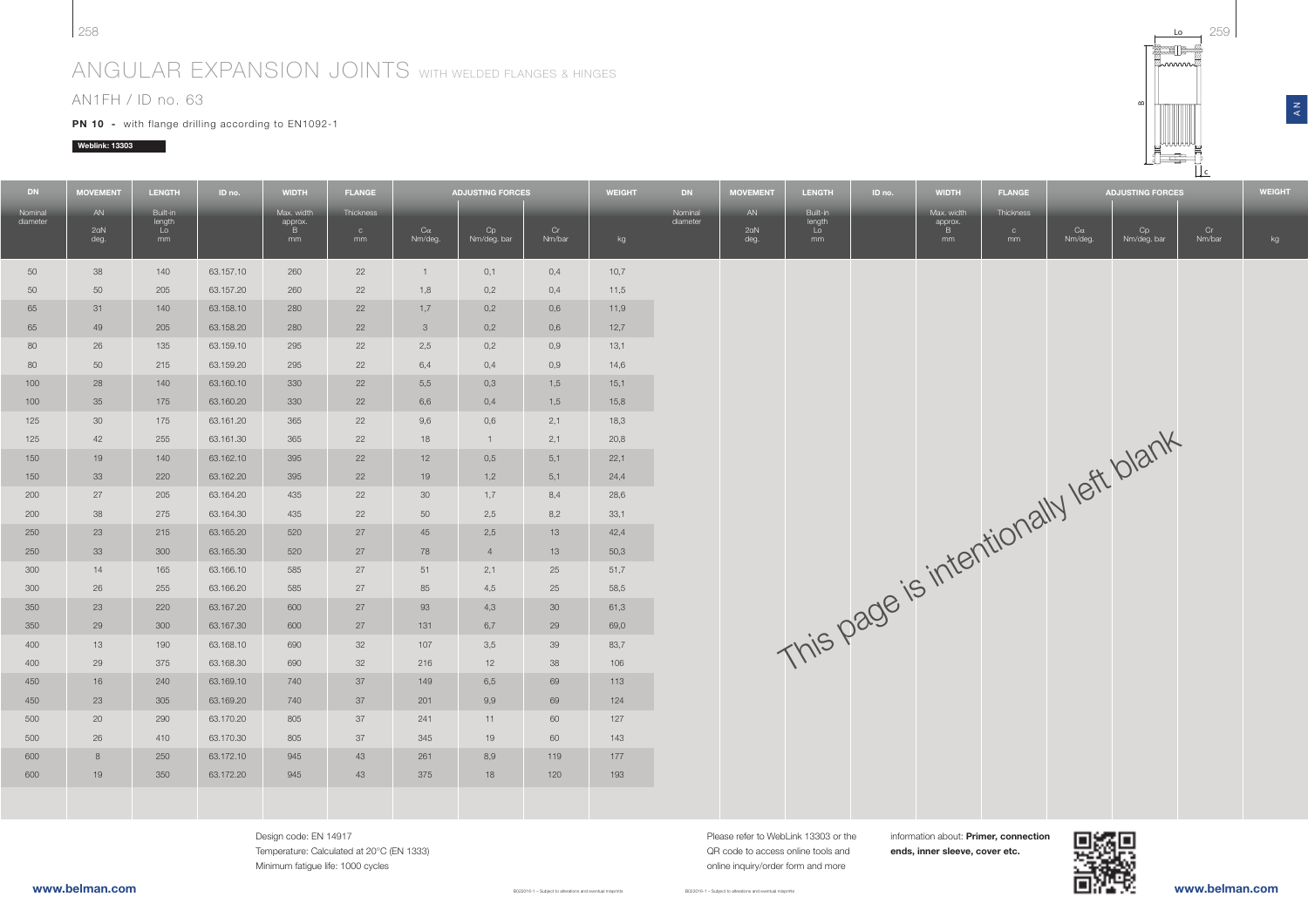# ANGULAR EXPANSION JOINTS WITH WELDED FLANGES & HINGES

## AN1FH / ID no. 63

**PN 10 -** with flange drilling according to EN1092-1

**Weblink: 13303**

| DN | MOVEMENT | LENGTH | ID no. | WIDTH | FLANGE | ADJUSTING FORCES | | | WEIGHT |
|---|---|---|---|---|---|---|---|---|---|
| Nominal diameter | AN 2αN deg. | Built-in length Lo mm | | Max. width approx. B mm | Thickness c mm | Cα Nm/deg. | Cp Nm/deg. bar | Cr Nm/bar | kg |
| 50 | 38 | 140 | 63.157.10 | 260 | 22 | 1 | 0,1 | 0,4 | 10,7 |
| 50 | 50 | 205 | 63.157.20 | 260 | 22 | 1,8 | 0,2 | 0,4 | 11,5 |
| 65 | 31 | 140 | 63.158.10 | 280 | 22 | 1,7 | 0,2 | 0,6 | 11,9 |
| 65 | 49 | 205 | 63.158.20 | 280 | 22 | 3 | 0,2 | 0,6 | 12,7 |
| 80 | 26 | 135 | 63.159.10 | 295 | 22 | 2,5 | 0,2 | 0,9 | 13,1 |
| 80 | 50 | 215 | 63.159.20 | 295 | 22 | 6,4 | 0,4 | 0,9 | 14,6 |
| 100 | 28 | 140 | 63.160.10 | 330 | 22 | 5,5 | 0,3 | 1,5 | 15,1 |
| 100 | 35 | 175 | 63.160.20 | 330 | 22 | 6,6 | 0,4 | 1,5 | 15,8 |
| 125 | 30 | 175 | 63.161.20 | 365 | 22 | 9,6 | 0,6 | 2,1 | 18,3 |
| 125 | 42 | 255 | 63.161.30 | 365 | 22 | 18 | 1 | 2,1 | 20,8 |
| 150 | 19 | 140 | 63.162.10 | 395 | 22 | 12 | 0,5 | 5,1 | 22,1 |
| 150 | 33 | 220 | 63.162.20 | 395 | 22 | 19 | 1,2 | 5,1 | 24,4 |
| 200 | 27 | 205 | 63.164.20 | 435 | 22 | 30 | 1,7 | 8,4 | 28,6 |
| 200 | 38 | 275 | 63.164.30 | 435 | 22 | 50 | 2,5 | 8,2 | 33,1 |
| 250 | 23 | 215 | 63.165.20 | 520 | 27 | 45 | 2,5 | 13 | 42,4 |
| 250 | 33 | 300 | 63.165.30 | 520 | 27 | 78 | 4 | 13 | 50,3 |
| 300 | 14 | 165 | 63.166.10 | 585 | 27 | 51 | 2,1 | 25 | 51,7 |
| 300 | 26 | 255 | 63.166.20 | 585 | 27 | 85 | 4,5 | 25 | 58,5 |
| 350 | 23 | 220 | 63.167.20 | 600 | 27 | 93 | 4,3 | 30 | 61,3 |
| 350 | 29 | 300 | 63.167.30 | 600 | 27 | 131 | 6,7 | 29 | 69,0 |
| 400 | 13 | 190 | 63.168.10 | 690 | 32 | 107 | 3,5 | 39 | 83,7 |
| 400 | 29 | 375 | 63.168.30 | 690 | 32 | 216 | 12 | 38 | 106 |
| 450 | 16 | 240 | 63.169.10 | 740 | 37 | 149 | 6,5 | 69 | 113 |
| 450 | 23 | 305 | 63.169.20 | 740 | 37 | 201 | 9,9 | 69 | 124 |
| 500 | 20 | 290 | 63.170.20 | 805 | 37 | 241 | 11 | 60 | 127 |
| 500 | 26 | 410 | 63.170.30 | 805 | 37 | 345 | 19 | 60 | 143 |
| 600 | 8 | 250 | 63.172.10 | 945 | 43 | 261 | 8,9 | 119 | 177 |
| 600 | 19 | 350 | 63.172.20 | 945 | 43 | 375 | 18 | 120 | 193 |

Design code: EN 14917
Temperature: Calculated at 20°C (EN 1333)
Minimum fatigue life: 1000 cycles

This page is intentionally left blank

Please refer to WebLink 13303 or the QR code to access online tools and online inquiry/order form and more information about: **Primer, connection ends, inner sleeve, cover etc.**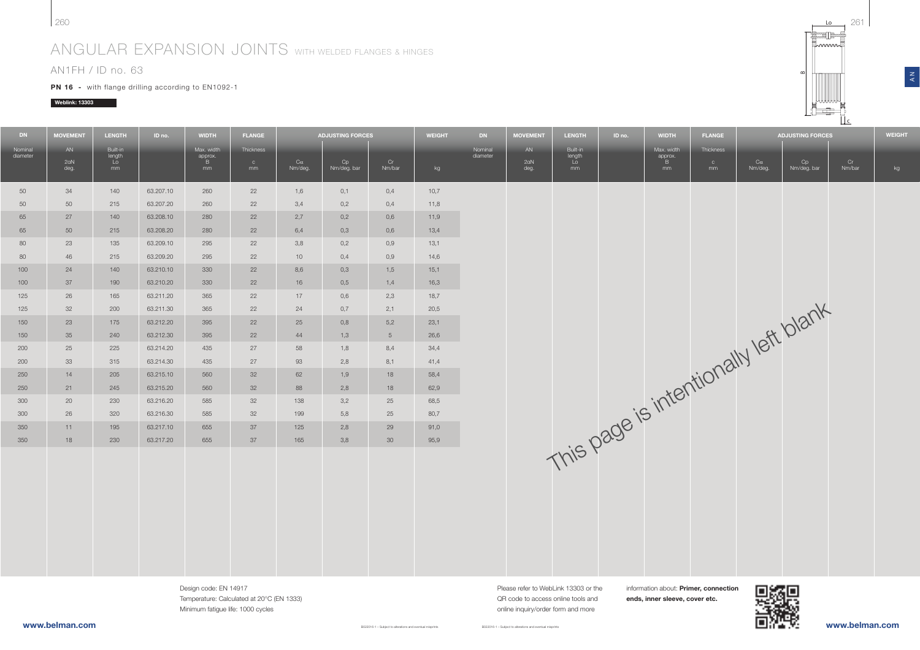# ANGULAR EXPANSION JOINTS WITH WELDED FLANGES & HINGES

AN1FH / ID no. 63

**PN 16 -** with flange drilling according to EN1092-1

**Weblink: 13303**

| DN | MOVEMENT | LENGTH | ID no. | WIDTH | FLANGE | ADJUSTING FORCES | | | WEIGHT |
|---|---|---|---|---|---|---|---|---|---|
| Nominal diameter | AN 2αN deg. | Built-in length Lo mm | | Max. width approx. B mm | Thickness c mm | Cα Nm/deg. | Cp Nm/deg. bar | Cr Nm/bar | kg |
| 50 | 34 | 140 | 63.207.10 | 260 | 22 | 1,6 | 0,1 | 0,4 | 10,7 |
| 50 | 50 | 215 | 63.207.20 | 260 | 22 | 3,4 | 0,2 | 0,4 | 11,8 |
| 65 | 27 | 140 | 63.208.10 | 280 | 22 | 2,7 | 0,2 | 0,6 | 11,9 |
| 65 | 50 | 215 | 63.208.20 | 280 | 22 | 6,4 | 0,3 | 0,6 | 13,4 |
| 80 | 23 | 135 | 63.209.10 | 295 | 22 | 3,8 | 0,2 | 0,9 | 13,1 |
| 80 | 46 | 215 | 63.209.20 | 295 | 22 | 10 | 0,4 | 0,9 | 14,6 |
| 100 | 24 | 140 | 63.210.10 | 330 | 22 | 8,6 | 0,3 | 1,5 | 15,1 |
| 100 | 37 | 190 | 63.210.20 | 330 | 22 | 16 | 0,5 | 1,4 | 16,3 |
| 125 | 26 | 165 | 63.211.20 | 365 | 22 | 17 | 0,6 | 2,3 | 18,7 |
| 125 | 32 | 200 | 63.211.30 | 365 | 22 | 24 | 0,7 | 2,1 | 20,5 |
| 150 | 23 | 175 | 63.212.20 | 395 | 22 | 25 | 0,8 | 5,2 | 23,1 |
| 150 | 35 | 240 | 63.212.30 | 395 | 22 | 44 | 1,3 | 5 | 26,6 |
| 200 | 25 | 225 | 63.214.20 | 435 | 27 | 58 | 1,8 | 8,4 | 34,4 |
| 200 | 33 | 315 | 63.214.30 | 435 | 27 | 93 | 2,8 | 8,1 | 41,4 |
| 250 | 14 | 205 | 63.215.10 | 560 | 32 | 62 | 1,9 | 18 | 58,4 |
| 250 | 21 | 245 | 63.215.20 | 560 | 32 | 88 | 2,8 | 18 | 62,9 |
| 300 | 20 | 230 | 63.216.20 | 585 | 32 | 138 | 3,2 | 25 | 68,5 |
| 300 | 26 | 320 | 63.216.30 | 585 | 32 | 199 | 5,8 | 25 | 80,7 |
| 350 | 11 | 195 | 63.217.10 | 655 | 37 | 125 | 2,8 | 29 | 91,0 |
| 350 | 18 | 230 | 63.217.20 | 655 | 37 | 165 | 3,8 | 30 | 95,9 |

This page is intentionally left blank

Design code: EN 14917
Temperature: Calculated at 20°C (EN 1333)
Minimum fatigue life: 1000 cycles

Please refer to WebLink 13303 or the QR code to access online tools and online inquiry/order form and more information about: **Primer, connection ends, inner sleeve, cover etc.**

www.belman.com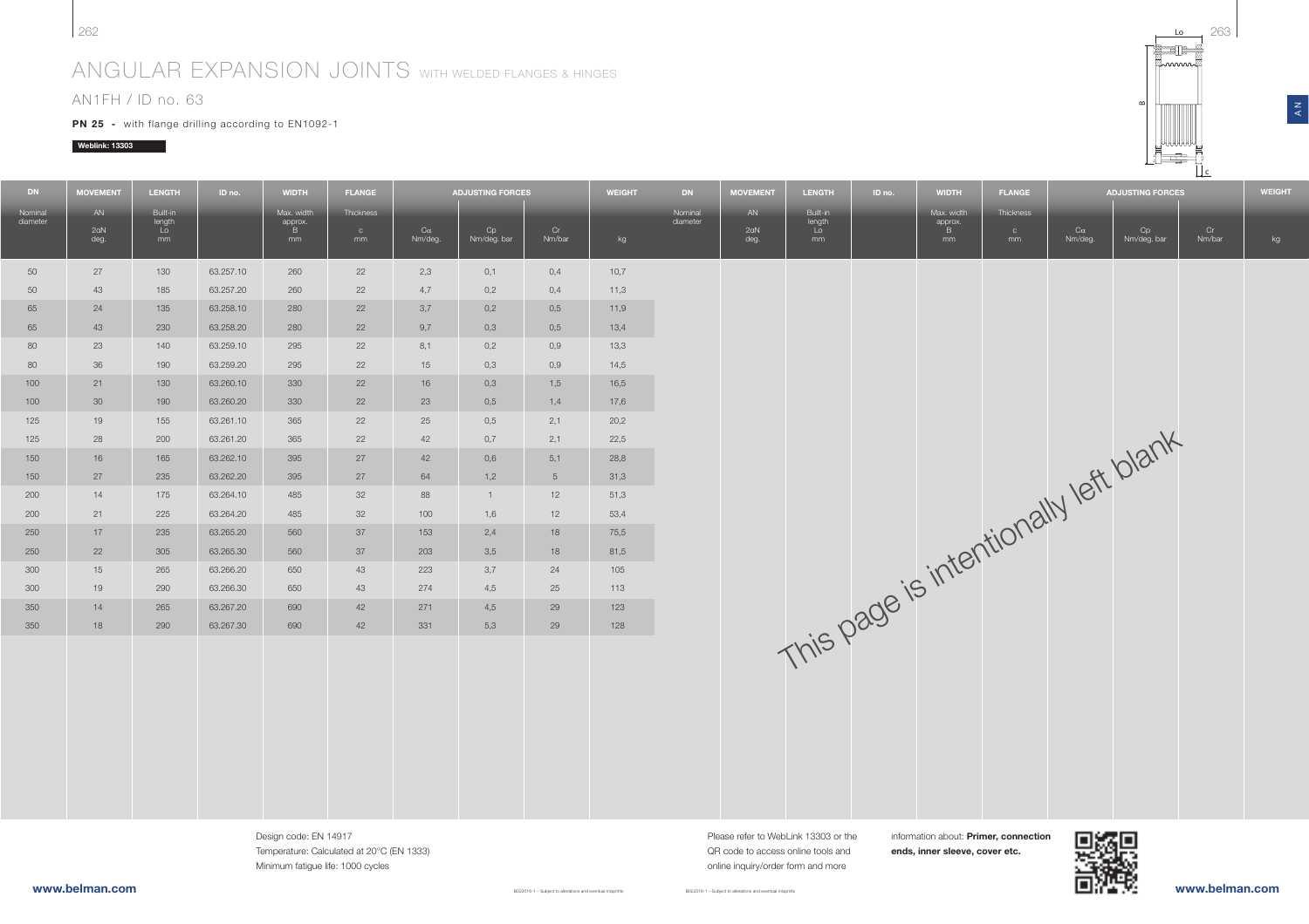# ANGULAR EXPANSION JOINTS WITH WELDED FLANGES & HINGES

AN1FH / ID no. 63

**PN 25** - with flange drilling according to EN1092-1

**Weblink: 13303**

| DN | MOVEMENT | LENGTH | ID no. | WIDTH | FLANGE | ADJUSTING FORCES | | | WEIGHT |
|---|---|---|---|---|---|---|---|---|---|
| Nominal diameter | AN 2αN deg. | Built-in length Lo mm | | Max. width approx. B mm | Thickness c mm | Cα Nm/deg. | Cp Nm/deg. bar | Cr Nm/bar | kg |
| 50 | 27 | 130 | 63.257.10 | 260 | 22 | 2,3 | 0,1 | 0,4 | 10,7 |
| 50 | 43 | 185 | 63.257.20 | 260 | 22 | 4,7 | 0,2 | 0,4 | 11,3 |
| 65 | 24 | 135 | 63.258.10 | 280 | 22 | 3,7 | 0,2 | 0,5 | 11,9 |
| 65 | 43 | 230 | 63.258.20 | 280 | 22 | 9,7 | 0,3 | 0,5 | 13,4 |
| 80 | 23 | 140 | 63.259.10 | 295 | 22 | 8,1 | 0,2 | 0,9 | 13,3 |
| 80 | 36 | 190 | 63.259.20 | 295 | 22 | 15 | 0,3 | 0,9 | 14,5 |
| 100 | 21 | 130 | 63.260.10 | 330 | 22 | 16 | 0,3 | 1,5 | 16,5 |
| 100 | 30 | 190 | 63.260.20 | 330 | 22 | 23 | 0,5 | 1,4 | 17,6 |
| 125 | 19 | 155 | 63.261.10 | 365 | 22 | 25 | 0,5 | 2,1 | 20,2 |
| 125 | 28 | 200 | 63.261.20 | 365 | 22 | 42 | 0,7 | 2,1 | 22,5 |
| 150 | 16 | 165 | 63.262.10 | 395 | 27 | 42 | 0,6 | 5,1 | 28,8 |
| 150 | 27 | 235 | 63.262.20 | 395 | 27 | 64 | 1,2 | 5 | 31,3 |
| 200 | 14 | 175 | 63.264.10 | 485 | 32 | 88 | 1 | 12 | 51,3 |
| 200 | 21 | 225 | 63.264.20 | 485 | 32 | 100 | 1,6 | 12 | 53,4 |
| 250 | 17 | 235 | 63.265.20 | 560 | 37 | 153 | 2,4 | 18 | 75,5 |
| 250 | 22 | 305 | 63.265.30 | 560 | 37 | 203 | 3,5 | 18 | 81,5 |
| 300 | 15 | 265 | 63.266.20 | 650 | 43 | 223 | 3,7 | 24 | 105 |
| 300 | 19 | 290 | 63.266.30 | 650 | 43 | 274 | 4,5 | 25 | 113 |
| 350 | 14 | 265 | 63.267.20 | 690 | 42 | 271 | 4,5 | 29 | 123 |
| 350 | 18 | 290 | 63.267.30 | 690 | 42 | 331 | 5,3 | 29 | 128 |

This page is intentionally left blank

Design code: EN 14917
Temperature: Calculated at 20°C (EN 1333)
Minimum fatigue life: 1000 cycles

Please refer to WebLink 13303 or the QR code to access online tools and online inquiry/order form and more information about: **Primer, connection ends, inner sleeve, cover etc.**